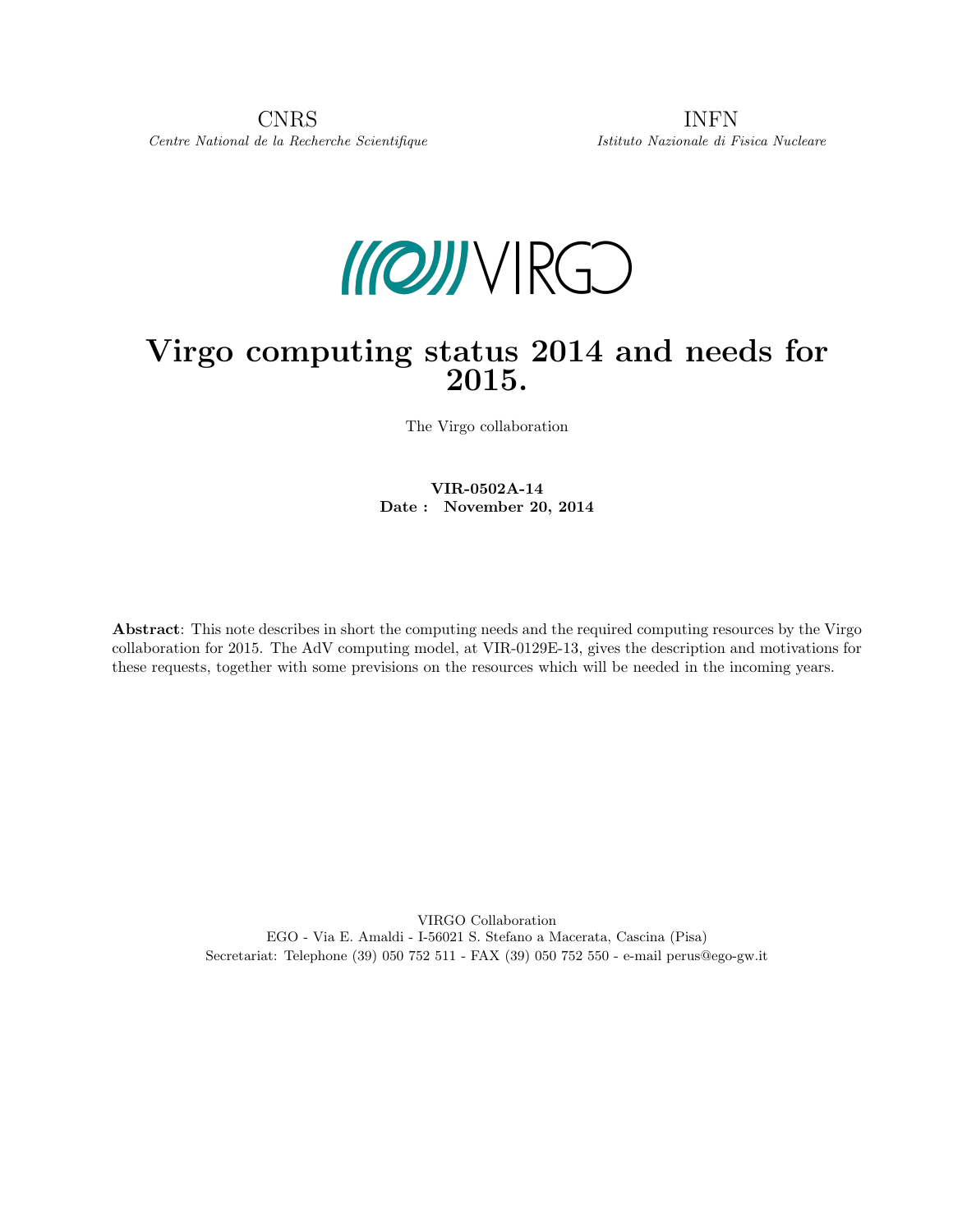CNRS
*Centre National de la Recherche Scientifique*

INFN
*Istituto Nazionale di Fisica Nucleare*

VIRGO

# Virgo computing status 2014 and needs for 2015.

The Virgo collaboration

**VIR-0502A-14**
**Date : November 20, 2014**

**Abstract**: This note describes in short the computing needs and the required computing resources by the Virgo collaboration for 2015. The AdV computing model, at VIR-0129E-13, gives the description and motivations for these requests, together with some previsions on the resources which will be needed in the incoming years.

VIRGO Collaboration
EGO - Via E. Amaldi - I-56021 S. Stefano a Macerata, Cascina (Pisa)
Secretariat: Telephone (39) 050 752 511 - FAX (39) 050 752 550 - e-mail perus@ego-gw.it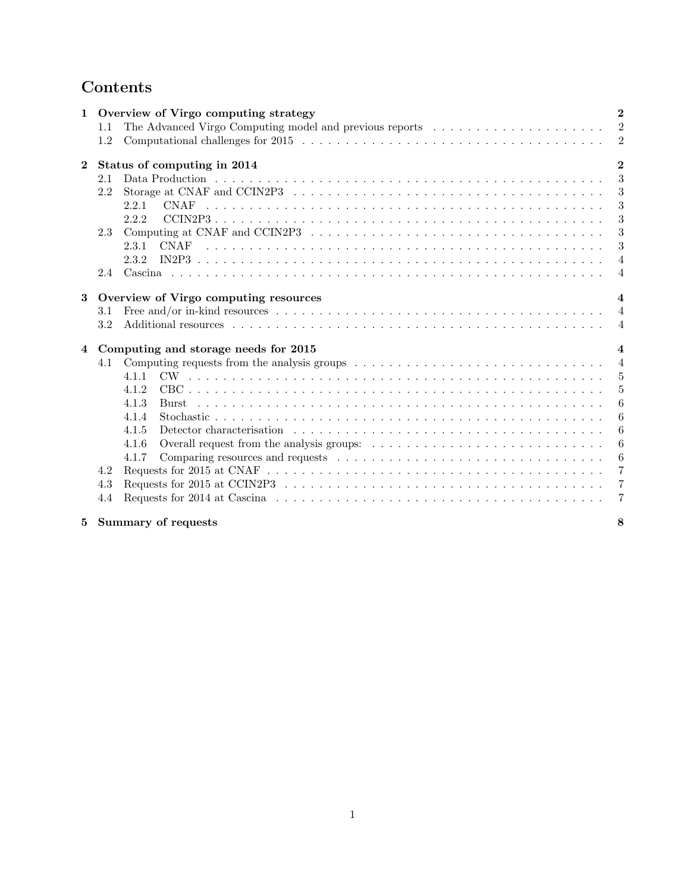# Contents

| | | |
|---|---|---|
| **1** | **Overview of Virgo computing strategy** | **2** |
| 1.1 | The Advanced Virgo Computing model and previous reports | 2 |
| 1.2 | Computational challenges for 2015 | 2 |
| **2** | **Status of computing in 2014** | **2** |
| 2.1 | Data Production | 3 |
| 2.2 | Storage at CNAF and CCIN2P3 | 3 |
| 2.2.1 | CNAF | 3 |
| 2.2.2 | CCIN2P3 | 3 |
| 2.3 | Computing at CNAF and CCIN2P3 | 3 |
| 2.3.1 | CNAF | 3 |
| 2.3.2 | IN2P3 | 4 |
| 2.4 | Cascina | 4 |
| **3** | **Overview of Virgo computing resources** | **4** |
| 3.1 | Free and/or in-kind resources | 4 |
| 3.2 | Additional resources | 4 |
| **4** | **Computing and storage needs for 2015** | **4** |
| 4.1 | Computing requests from the analysis groups | 4 |
| 4.1.1 | CW | 5 |
| 4.1.2 | CBC | 5 |
| 4.1.3 | Burst | 6 |
| 4.1.4 | Stochastic | 6 |
| 4.1.5 | Detector characterisation | 6 |
| 4.1.6 | Overall request from the analysis groups: | 6 |
| 4.1.7 | Comparing resources and requests | 6 |
| 4.2 | Requests for 2015 at CNAF | 7 |
| 4.3 | Requests for 2015 at CCIN2P3 | 7 |
| 4.4 | Requests for 2014 at Cascina | 7 |
| **5** | **Summary of requests** | **8** |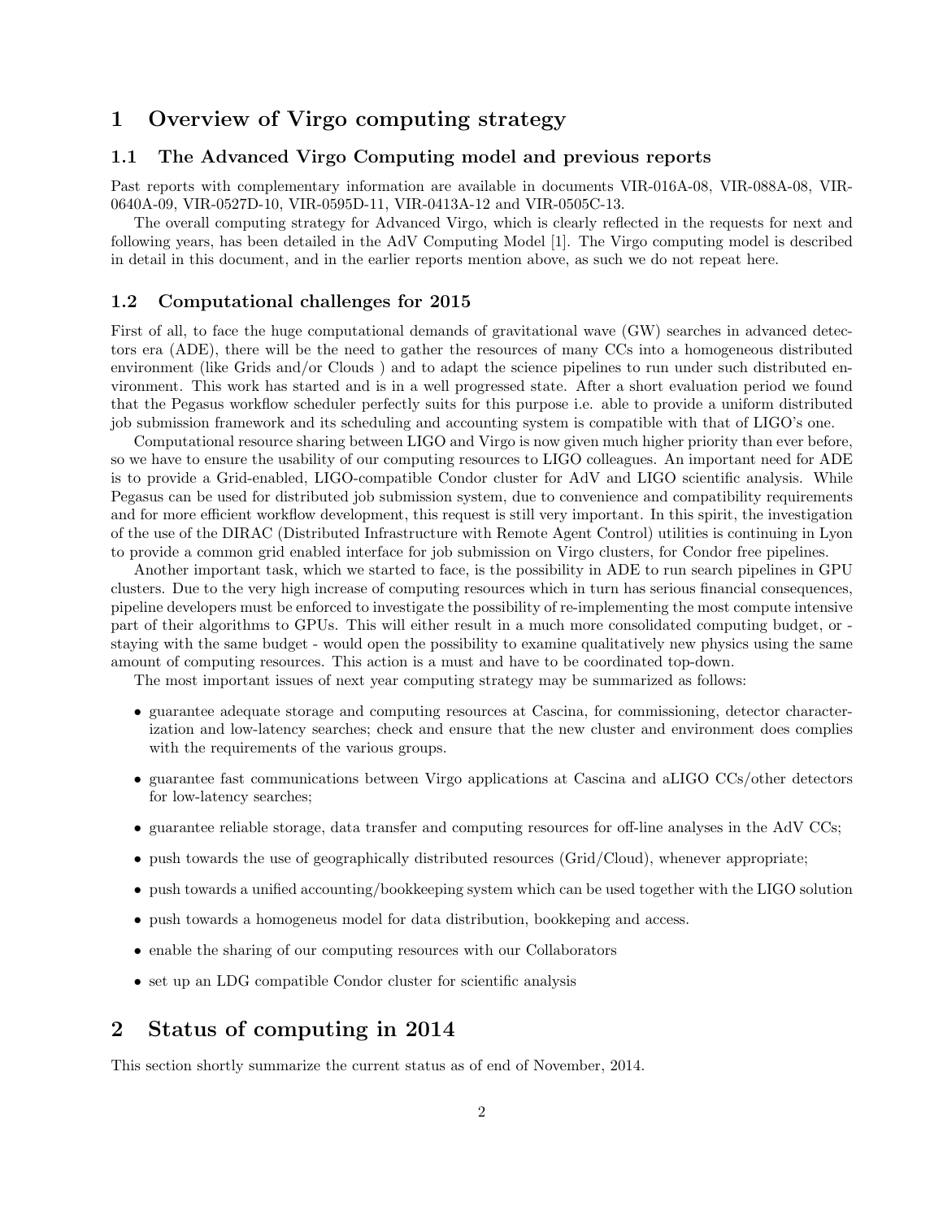# 1 Overview of Virgo computing strategy

## 1.1 The Advanced Virgo Computing model and previous reports

Past reports with complementary information are available in documents VIR-016A-08, VIR-088A-08, VIR-0640A-09, VIR-0527D-10, VIR-0595D-11, VIR-0413A-12 and VIR-0505C-13.

The overall computing strategy for Advanced Virgo, which is clearly reflected in the requests for next and following years, has been detailed in the AdV Computing Model [1]. The Virgo computing model is described in detail in this document, and in the earlier reports mention above, as such we do not repeat here.

## 1.2 Computational challenges for 2015

First of all, to face the huge computational demands of gravitational wave (GW) searches in advanced detectors era (ADE), there will be the need to gather the resources of many CCs into a homogeneous distributed environment (like Grids and/or Clouds ) and to adapt the science pipelines to run under such distributed environment. This work has started and is in a well progressed state. After a short evaluation period we found that the Pegasus workflow scheduler perfectly suits for this purpose i.e. able to provide a uniform distributed job submission framework and its scheduling and accounting system is compatible with that of LIGO's one.

Computational resource sharing between LIGO and Virgo is now given much higher priority than ever before, so we have to ensure the usability of our computing resources to LIGO colleagues. An important need for ADE is to provide a Grid-enabled, LIGO-compatible Condor cluster for AdV and LIGO scientific analysis. While Pegasus can be used for distributed job submission system, due to convenience and compatibility requirements and for more efficient workflow development, this request is still very important. In this spirit, the investigation of the use of the DIRAC (Distributed Infrastructure with Remote Agent Control) utilities is continuing in Lyon to provide a common grid enabled interface for job submission on Virgo clusters, for Condor free pipelines.

Another important task, which we started to face, is the possibility in ADE to run search pipelines in GPU clusters. Due to the very high increase of computing resources which in turn has serious financial consequences, pipeline developers must be enforced to investigate the possibility of re-implementing the most compute intensive part of their algorithms to GPUs. This will either result in a much more consolidated computing budget, or - staying with the same budget - would open the possibility to examine qualitatively new physics using the same amount of computing resources. This action is a must and have to be coordinated top-down.

The most important issues of next year computing strategy may be summarized as follows:

- guarantee adequate storage and computing resources at Cascina, for commissioning, detector characterization and low-latency searches; check and ensure that the new cluster and environment does complies with the requirements of the various groups.
- guarantee fast communications between Virgo applications at Cascina and aLIGO CCs/other detectors for low-latency searches;
- guarantee reliable storage, data transfer and computing resources for off-line analyses in the AdV CCs;
- push towards the use of geographically distributed resources (Grid/Cloud), whenever appropriate;
- push towards a unified accounting/bookkeeping system which can be used together with the LIGO solution
- push towards a homogeneus model for data distribution, bookkeping and access.
- enable the sharing of our computing resources with our Collaborators
- set up an LDG compatible Condor cluster for scientific analysis

# 2 Status of computing in 2014

This section shortly summarize the current status as of end of November, 2014.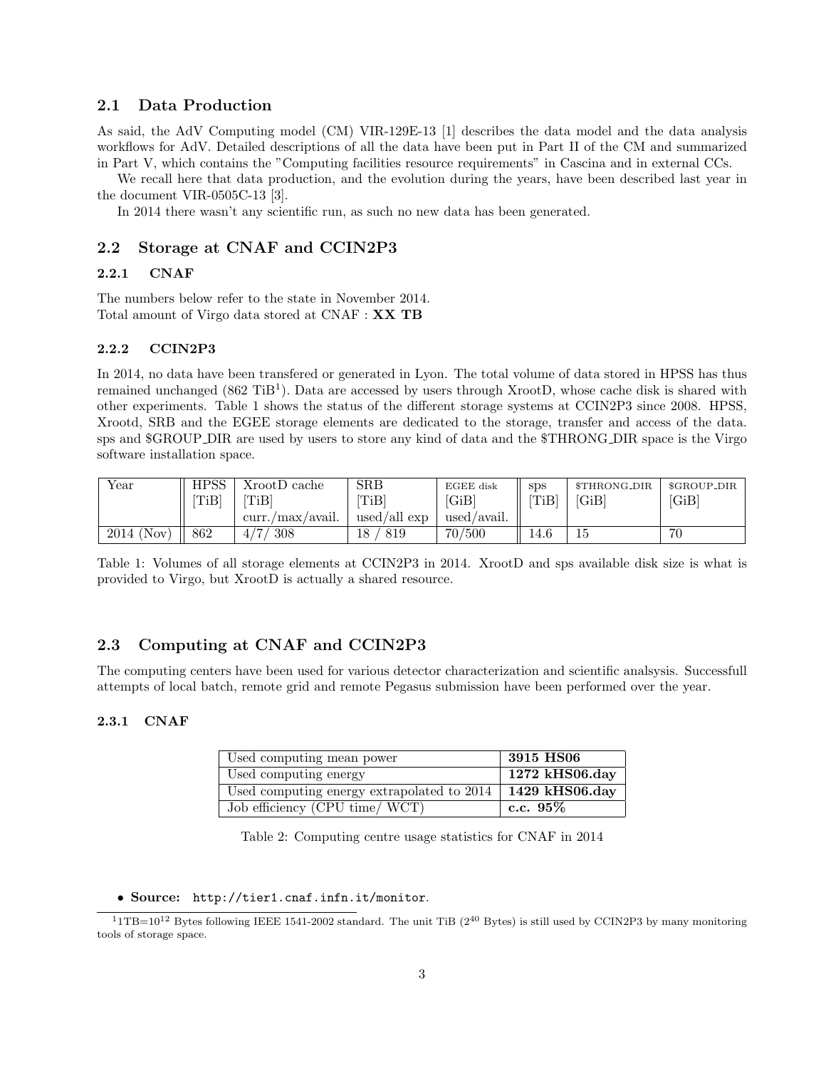### 2.1 Data Production

As said, the AdV Computing model (CM) VIR-129E-13 [1] describes the data model and the data analysis workflows for AdV. Detailed descriptions of all the data have been put in Part II of the CM and summarized in Part V, which contains the "Computing facilities resource requirements" in Cascina and in external CCs.

We recall here that data production, and the evolution during the years, have been described last year in the document VIR-0505C-13 [3].

In 2014 there wasn't any scientific run, as such no new data has been generated.

### 2.2 Storage at CNAF and CCIN2P3

#### 2.2.1 CNAF

The numbers below refer to the state in November 2014.
Total amount of Virgo data stored at CNAF : **XX TB**

#### 2.2.2 CCIN2P3

In 2014, no data have been transfered or generated in Lyon. The total volume of data stored in HPSS has thus remained unchanged (862 TiB[1]). Data are accessed by users through XrootD, whose cache disk is shared with other experiments. Table 1 shows the status of the different storage systems at CCIN2P3 since 2008. HPSS, Xrootd, SRB and the EGEE storage elements are dedicated to the storage, transfer and access of the data. sps and $GROUP_DIR are used by users to store any kind of data and the $THRONG_DIR space is the Virgo software installation space.

| Year | HPSS [TiB] | XrootD cache [TiB] curr./max/avail. | SRB [TiB] used/all exp | EGEE disk [GiB] used/avail. | sps [TiB] | $THRONG_DIR [GiB] | $GROUP_DIR [GiB] |
|---|---|---|---|---|---|---|---|
| 2014 (Nov) | 862 | 4/7/ 308 | 18 / 819 | 70/500 | 14.6 | 15 | 70 |

Table 1: Volumes of all storage elements at CCIN2P3 in 2014. XrootD and sps available disk size is what is provided to Virgo, but XrootD is actually a shared resource.

### 2.3 Computing at CNAF and CCIN2P3

The computing centers have been used for various detector characterization and scientific analsysis. Successfull attempts of local batch, remote grid and remote Pegasus submission have been performed over the year.

#### 2.3.1 CNAF

| | |
|---|---|
| Used computing mean power | **3915 HS06** |
| Used computing energy | **1272 kHS06.day** |
| Used computing energy extrapolated to 2014 | **1429 kHS06.day** |
| Job efficiency (CPU time/ WCT) | **c.c. 95%** |

Table 2: Computing centre usage statistics for CNAF in 2014

- **Source:** `http://tier1.cnaf.infn.it/monitor`.

[1] 1TB=$10^{12}$ Bytes following IEEE 1541-2002 standard. The unit TiB ($2^{40}$ Bytes) is still used by CCIN2P3 by many monitoring tools of storage space.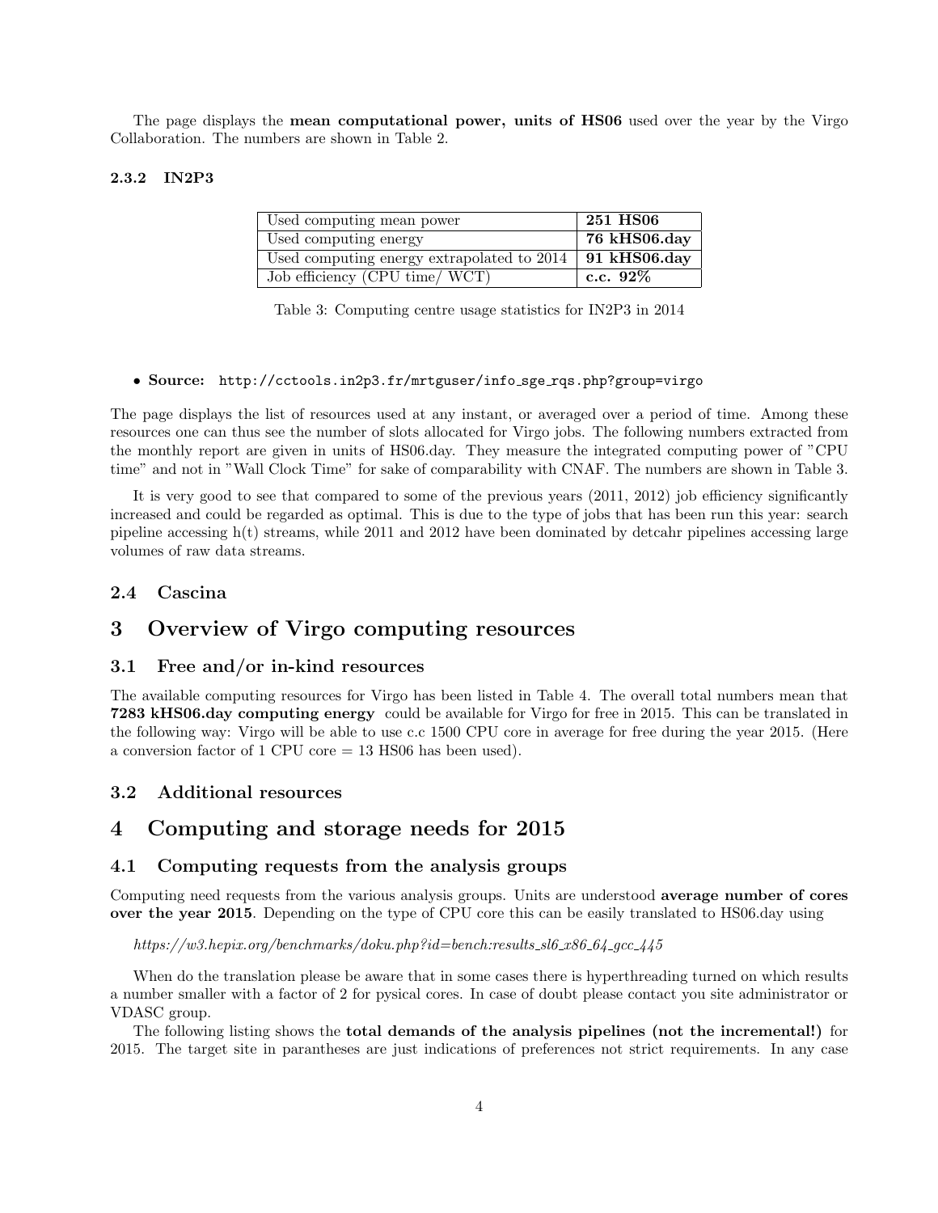The page displays the **mean computational power, units of HS06** used over the year by the Virgo Collaboration. The numbers are shown in Table 2.

#### 2.3.2 IN2P3

| | |
|---|---|
| Used computing mean power | **251 HS06** |
| Used computing energy | **76 kHS06.day** |
| Used computing energy extrapolated to 2014 | **91 kHS06.day** |
| Job efficiency (CPU time/ WCT) | **c.c. 92%** |

Table 3: Computing centre usage statistics for IN2P3 in 2014

- **Source:** `http://cctools.in2p3.fr/mrtguser/info_sge_rqs.php?group=virgo`

The page displays the list of resources used at any instant, or averaged over a period of time. Among these resources one can thus see the number of slots allocated for Virgo jobs. The following numbers extracted from the monthly report are given in units of HS06.day. They measure the integrated computing power of "CPU time" and not in "Wall Clock Time" for sake of comparability with CNAF. The numbers are shown in Table 3.

It is very good to see that compared to some of the previous years (2011, 2012) job efficiency significantly increased and could be regarded as optimal. This is due to the type of jobs that has been run this year: search pipeline accessing h(t) streams, while 2011 and 2012 have been dominated by detcahr pipelines accessing large volumes of raw data streams.

### 2.4 Cascina

## 3 Overview of Virgo computing resources

### 3.1 Free and/or in-kind resources

The available computing resources for Virgo has been listed in Table 4. The overall total numbers mean that **7283 kHS06.day computing energy** could be available for Virgo for free in 2015. This can be translated in the following way: Virgo will be able to use c.c 1500 CPU core in average for free during the year 2015. (Here a conversion factor of 1 CPU core = 13 HS06 has been used).

### 3.2 Additional resources

## 4 Computing and storage needs for 2015

### 4.1 Computing requests from the analysis groups

Computing need requests from the various analysis groups. Units are understood **average number of cores over the year 2015**. Depending on the type of CPU core this can be easily translated to HS06.day using

*https://w3.hepix.org/benchmarks/doku.php?id=bench:results_sl6_x86_64_gcc_445*

When do the translation please be aware that in some cases there is hyperthreading turned on which results a number smaller with a factor of 2 for pysical cores. In case of doubt please contact you site administrator or VDASC group.

The following listing shows the **total demands of the analysis pipelines (not the incremental!)** for 2015. The target site in parantheses are just indications of preferences not strict requirements. In any case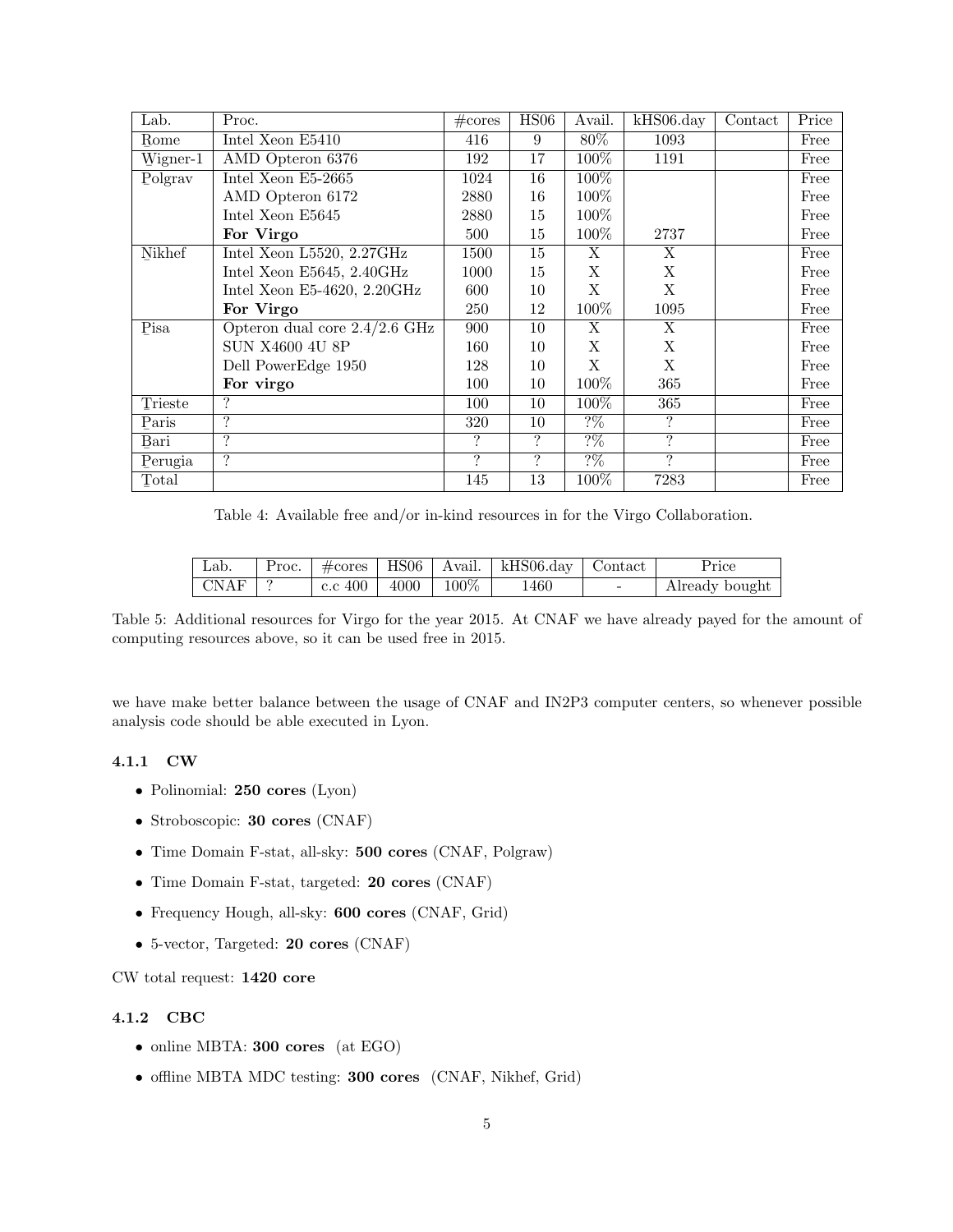| Lab. | Proc. | #cores | HS06 | Avail. | kHS06.day | Contact | Price |
|---|---|---|---|---|---|---|---|
| Rome | Intel Xeon E5410 | 416 | 9 | 80% | 1093 | | Free |
| Wigner-1 | AMD Opteron 6376 | 192 | 17 | 100% | 1191 | | Free |
| Polgrav | Intel Xeon E5-2665 | 1024 | 16 | 100% | | | Free |
| | AMD Opteron 6172 | 2880 | 16 | 100% | | | Free |
| | Intel Xeon E5645 | 2880 | 15 | 100% | | | Free |
| | **For Virgo** | 500 | 15 | 100% | 2737 | | Free |
| Nikhef | Intel Xeon L5520, 2.27GHz | 1500 | 15 | X | X | | Free |
| | Intel Xeon E5645, 2.40GHz | 1000 | 15 | X | X | | Free |
| | Intel Xeon E5-4620, 2.20GHz | 600 | 10 | X | X | | Free |
| | **For Virgo** | 250 | 12 | 100% | 1095 | | Free |
| Pisa | Opteron dual core 2.4/2.6 GHz | 900 | 10 | X | X | | Free |
| | SUN X4600 4U 8P | 160 | 10 | X | X | | Free |
| | Dell PowerEdge 1950 | 128 | 10 | X | X | | Free |
| | **For virgo** | 100 | 10 | 100% | 365 | | Free |
| Trieste | ? | 100 | 10 | 100% | 365 | | Free |
| Paris | ? | 320 | 10 | ?% | ? | | Free |
| Bari | ? | ? | ? | ?% | ? | | Free |
| Perugia | ? | ? | ? | ?% | ? | | Free |
| Total | | 145 | 13 | 100% | 7283 | | Free |

Table 4: Available free and/or in-kind resources in for the Virgo Collaboration.

| Lab. | Proc. | #cores | HS06 | Avail. | kHS06.day | Contact | Price |
|---|---|---|---|---|---|---|---|
| CNAF | ? | c.c 400 | 4000 | 100% | 1460 | - | Already bought |

Table 5: Additional resources for Virgo for the year 2015. At CNAF we have already payed for the amount of computing resources above, so it can be used free in 2015.

we have make better balance between the usage of CNAF and IN2P3 computer centers, so whenever possible analysis code should be able executed in Lyon.

#### 4.1.1 CW

- Polinomial: **250 cores** (Lyon)
- Stroboscopic: **30 cores** (CNAF)
- Time Domain F-stat, all-sky: **500 cores** (CNAF, Polgraw)
- Time Domain F-stat, targeted: **20 cores** (CNAF)
- Frequency Hough, all-sky: **600 cores** (CNAF, Grid)
- 5-vector, Targeted: **20 cores** (CNAF)

CW total request: **1420 core**

#### 4.1.2 CBC

- online MBTA: **300 cores** (at EGO)
- offline MBTA MDC testing: **300 cores** (CNAF, Nikhef, Grid)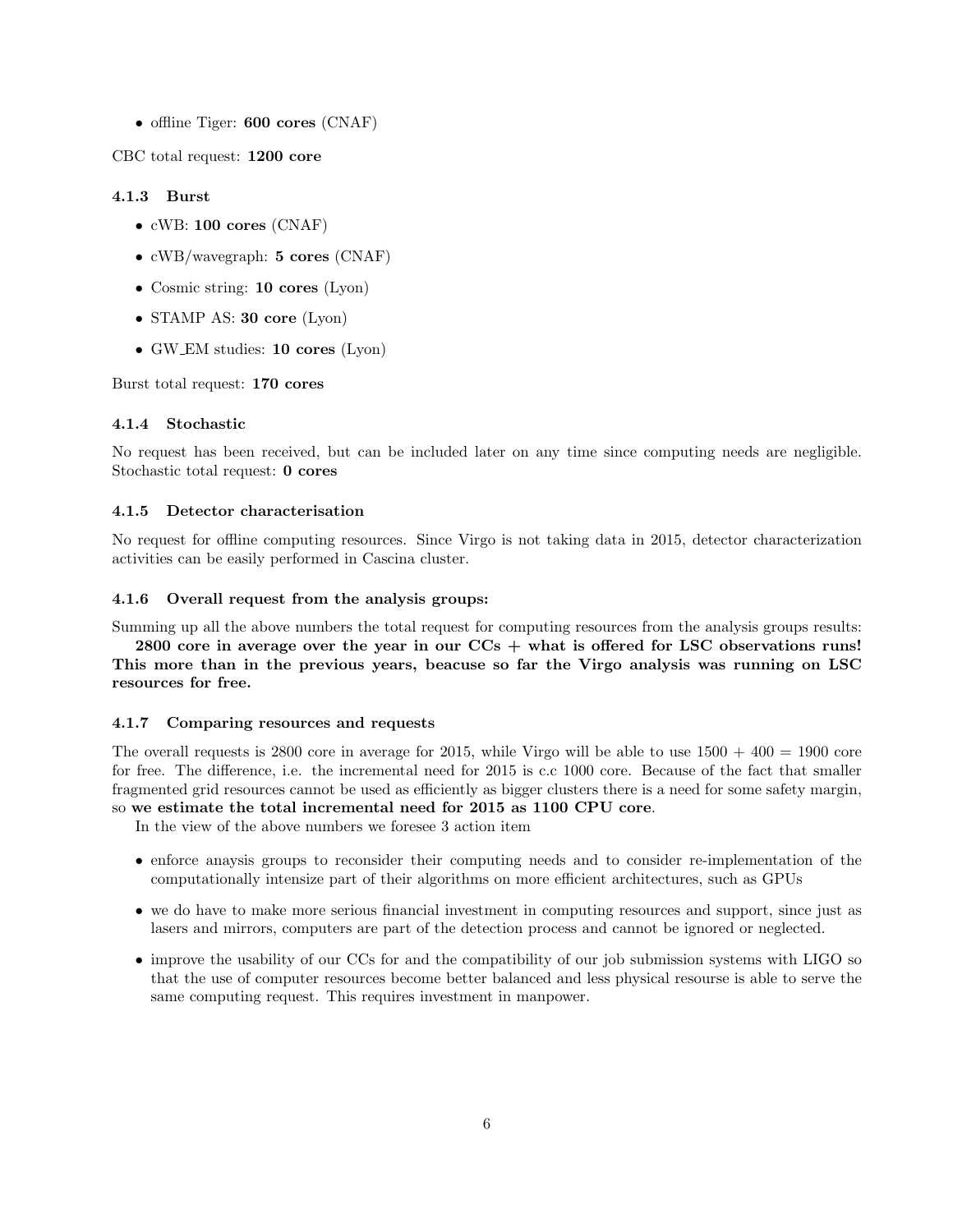- offline Tiger: **600 cores** (CNAF)

CBC total request: **1200 core**

#### 4.1.3 Burst

- cWB: **100 cores** (CNAF)
- cWB/wavegraph: **5 cores** (CNAF)
- Cosmic string: **10 cores** (Lyon)
- STAMP AS: **30 core** (Lyon)
- GW_EM studies: **10 cores** (Lyon)

Burst total request: **170 cores**

#### 4.1.4 Stochastic

No request has been received, but can be included later on any time since computing needs are negligible. Stochastic total request: **0 cores**

#### 4.1.5 Detector characterisation

No request for offline computing resources. Since Virgo is not taking data in 2015, detector characterization activities can be easily performed in Cascina cluster.

#### 4.1.6 Overall request from the analysis groups:

Summing up all the above numbers the total request for computing resources from the analysis groups results:

**2800 core in average over the year in our CCs + what is offered for LSC observations runs! This more than in the previous years, beacuse so far the Virgo analysis was running on LSC resources for free.**

#### 4.1.7 Comparing resources and requests

The overall requests is 2800 core in average for 2015, while Virgo will be able to use 1500 + 400 = 1900 core for free. The difference, i.e. the incremental need for 2015 is c.c 1000 core. Because of the fact that smaller fragmented grid resources cannot be used as efficiently as bigger clusters there is a need for some safety margin, so **we estimate the total incremental need for 2015 as 1100 CPU core**.

In the view of the above numbers we foresee 3 action item

- enforce anaysis groups to reconsider their computing needs and to consider re-implementation of the computationally intensize part of their algorithms on more efficient architectures, such as GPUs
- we do have to make more serious financial investment in computing resources and support, since just as lasers and mirrors, computers are part of the detection process and cannot be ignored or neglected.
- improve the usability of our CCs for and the compatibility of our job submission systems with LIGO so that the use of computer resources become better balanced and less physical resourse is able to serve the same computing request. This requires investment in manpower.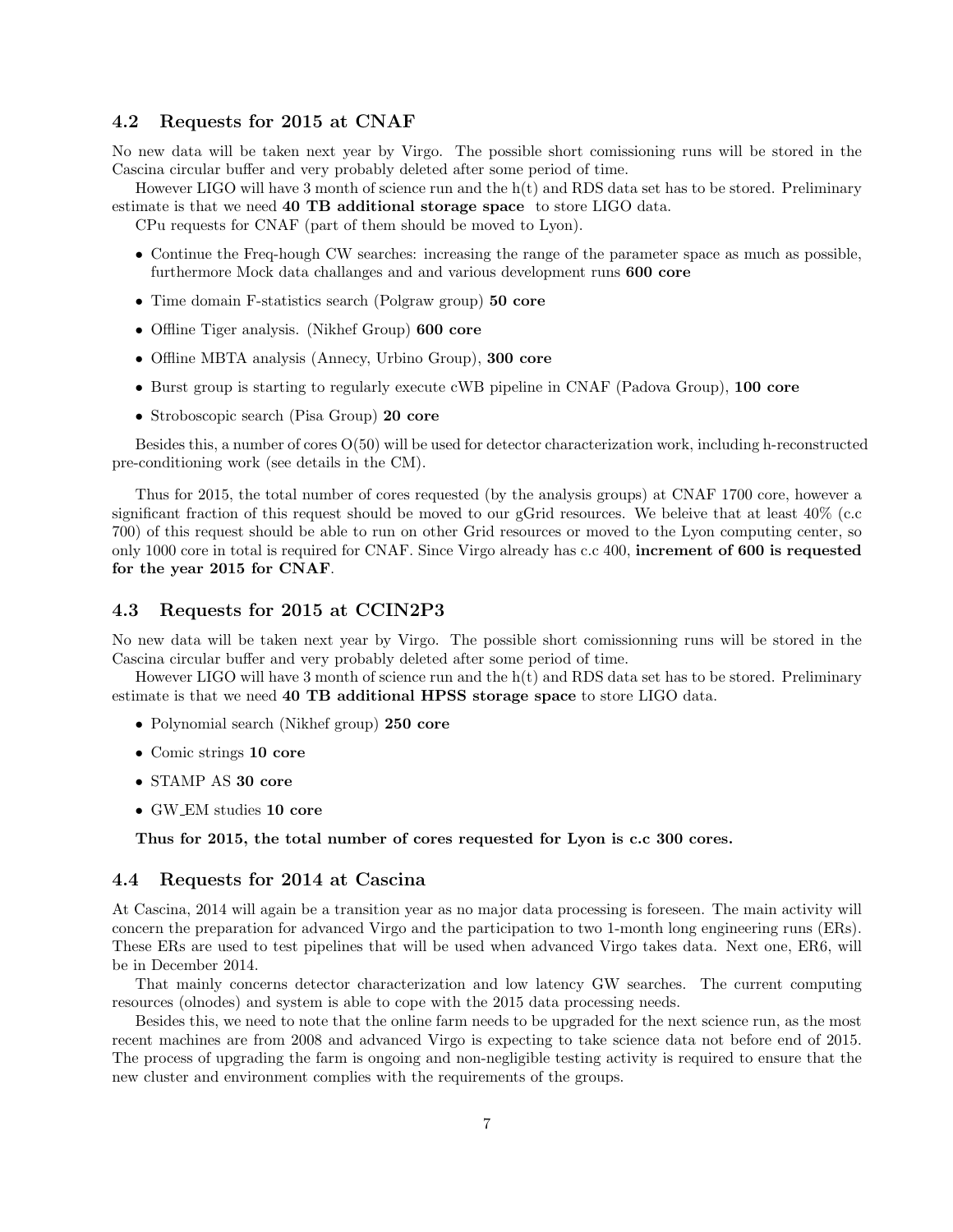### 4.2 Requests for 2015 at CNAF

No new data will be taken next year by Virgo. The possible short comissioning runs will be stored in the Cascina circular buffer and very probably deleted after some period of time.

However LIGO will have 3 month of science run and the h(t) and RDS data set has to be stored. Preliminary estimate is that we need **40 TB additional storage space** to store LIGO data.

CPu requests for CNAF (part of them should be moved to Lyon).

- Continue the Freq-hough CW searches: increasing the range of the parameter space as much as possible, furthermore Mock data challanges and and various development runs **600 core**
- Time domain F-statistics search (Polgraw group) **50 core**
- Offline Tiger analysis. (Nikhef Group) **600 core**
- Offline MBTA analysis (Annecy, Urbino Group), **300 core**
- Burst group is starting to regularly execute cWB pipeline in CNAF (Padova Group), **100 core**
- Stroboscopic search (Pisa Group) **20 core**

Besides this, a number of cores O(50) will be used for detector characterization work, including h-reconstructed pre-conditioning work (see details in the CM).

Thus for 2015, the total number of cores requested (by the analysis groups) at CNAF 1700 core, however a significant fraction of this request should be moved to our gGrid resources. We beleive that at least 40% (c.c 700) of this request should be able to run on other Grid resources or moved to the Lyon computing center, so only 1000 core in total is required for CNAF. Since Virgo already has c.c 400, **increment of 600 is requested for the year 2015 for CNAF**.

### 4.3 Requests for 2015 at CCIN2P3

No new data will be taken next year by Virgo. The possible short comissionning runs will be stored in the Cascina circular buffer and very probably deleted after some period of time.

However LIGO will have 3 month of science run and the h(t) and RDS data set has to be stored. Preliminary estimate is that we need **40 TB additional HPSS storage space** to store LIGO data.

- Polynomial search (Nikhef group) **250 core**
- Comic strings **10 core**
- STAMP AS **30 core**
- GW_EM studies **10 core**

**Thus for 2015, the total number of cores requested for Lyon is c.c 300 cores.**

### 4.4 Requests for 2014 at Cascina

At Cascina, 2014 will again be a transition year as no major data processing is foreseen. The main activity will concern the preparation for advanced Virgo and the participation to two 1-month long engineering runs (ERs). These ERs are used to test pipelines that will be used when advanced Virgo takes data. Next one, ER6, will be in December 2014.

That mainly concerns detector characterization and low latency GW searches. The current computing resources (olnodes) and system is able to cope with the 2015 data processing needs.

Besides this, we need to note that the online farm needs to be upgraded for the next science run, as the most recent machines are from 2008 and advanced Virgo is expecting to take science data not before end of 2015. The process of upgrading the farm is ongoing and non-negligible testing activity is required to ensure that the new cluster and environment complies with the requirements of the groups.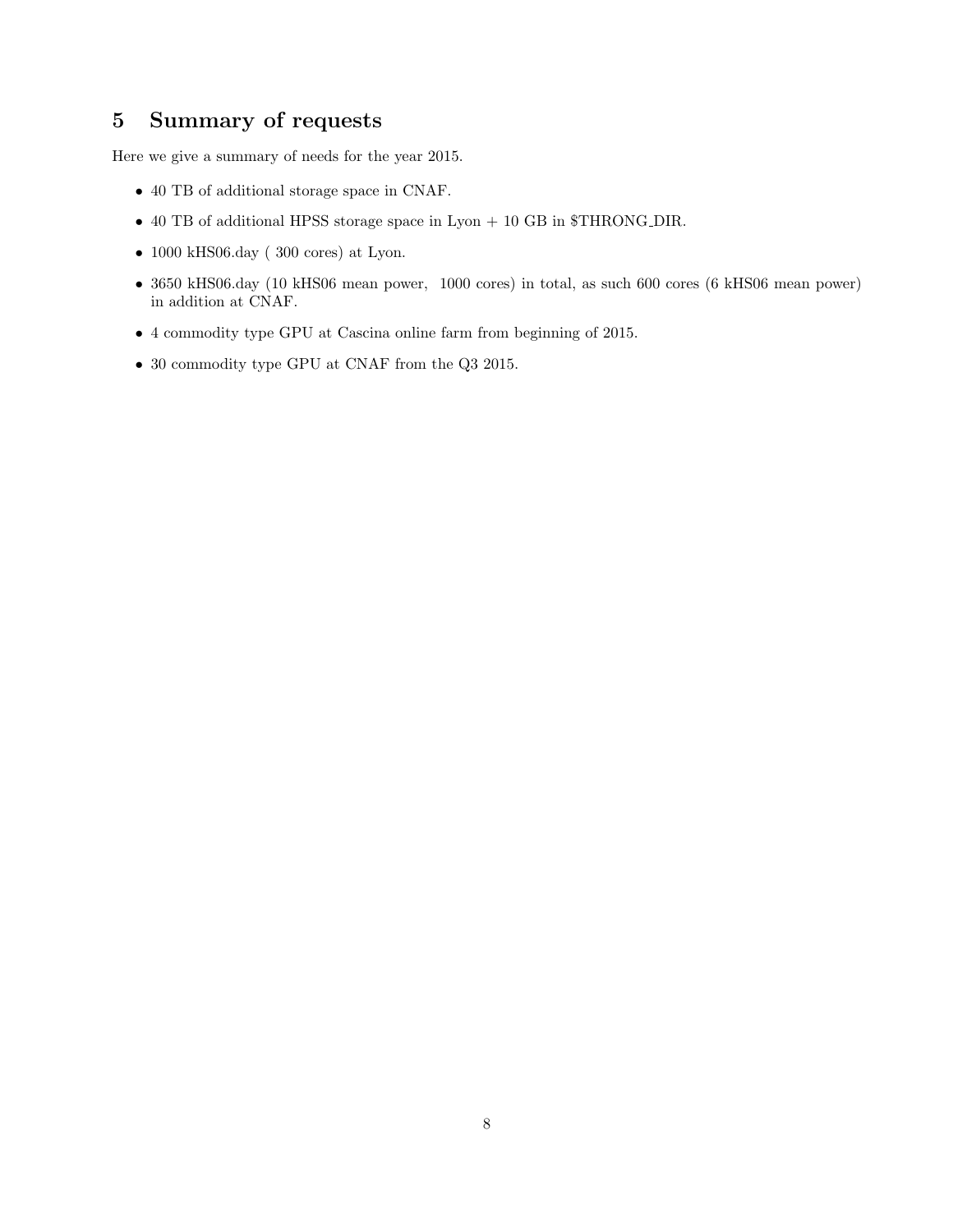## 5 Summary of requests

Here we give a summary of needs for the year 2015.

- 40 TB of additional storage space in CNAF.
- 40 TB of additional HPSS storage space in Lyon + 10 GB in $THRONG_DIR.
- 1000 kHS06.day ( 300 cores) at Lyon.
- 3650 kHS06.day (10 kHS06 mean power, 1000 cores) in total, as such 600 cores (6 kHS06 mean power) in addition at CNAF.
- 4 commodity type GPU at Cascina online farm from beginning of 2015.
- 30 commodity type GPU at CNAF from the Q3 2015.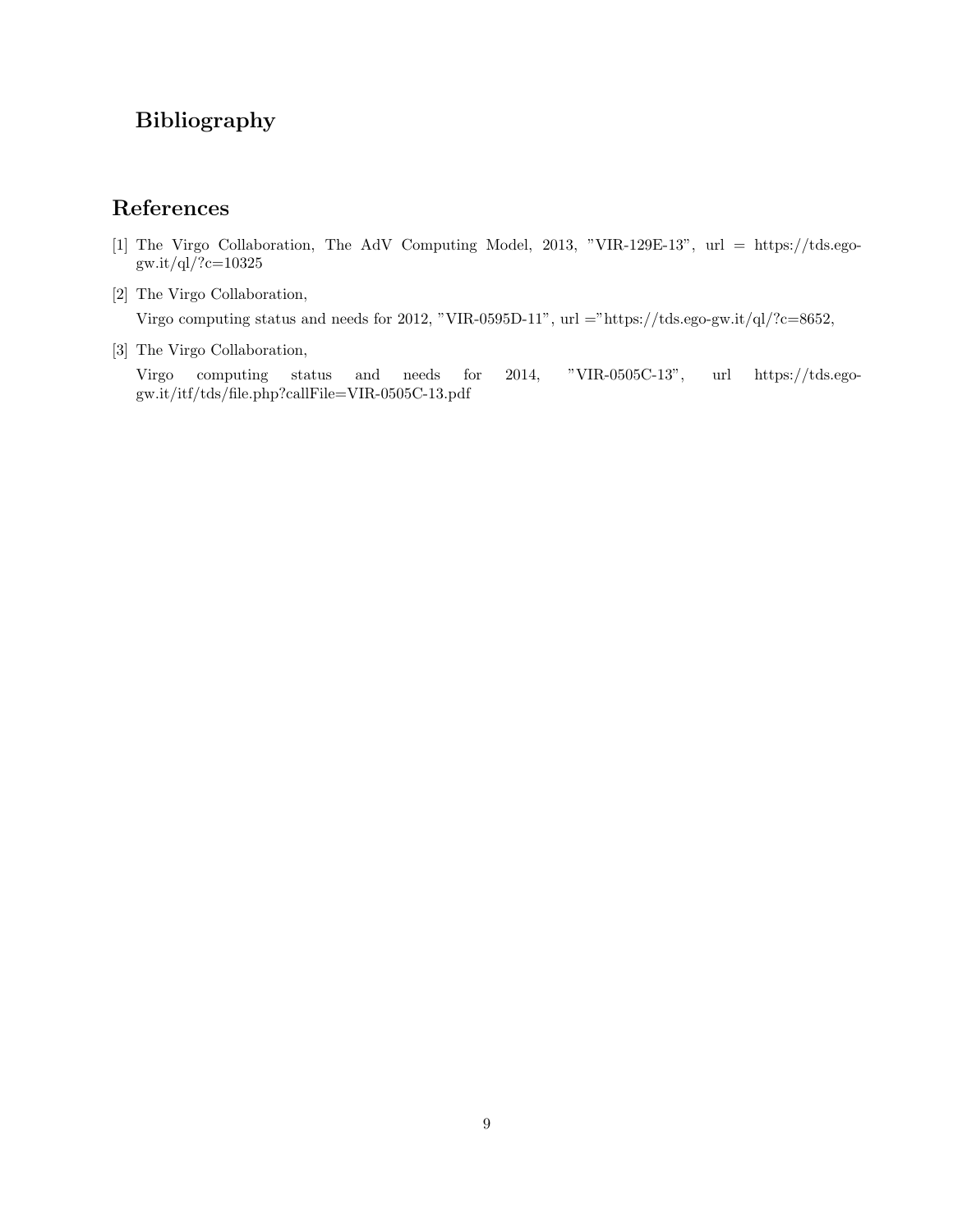## Bibliography

# References

[1] The Virgo Collaboration, The AdV Computing Model, 2013, "VIR-129E-13", url = https://tds.ego-gw.it/ql/?c=10325

[2] The Virgo Collaboration,

Virgo computing status and needs for 2012, "VIR-0595D-11", url ="https://tds.ego-gw.it/ql/?c=8652,

[3] The Virgo Collaboration,

Virgo computing status and needs for 2014, "VIR-0505C-13", url https://tds.ego-gw.it/itf/tds/file.php?callFile=VIR-0505C-13.pdf